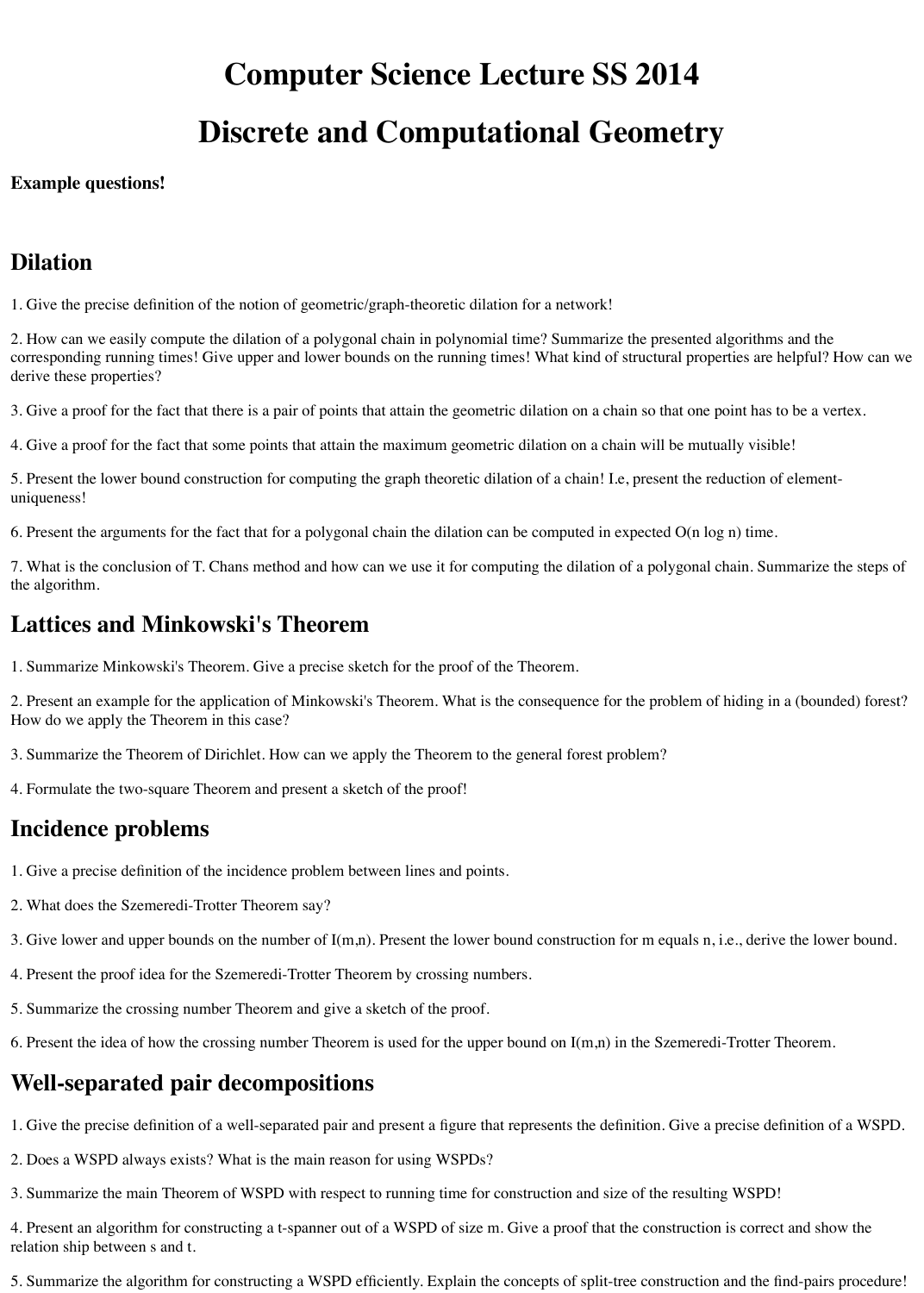# Computer Science Lecture SS 2014

# Discrete and Computational Geometry

**Example questions!**

## Dilation

1. Give the precise definition of the notion of geometric/graph-theoretic dilation for a network!

2. How can we easily compute the dilation of a polygonal chain in polynomial time? Summarize the presented algorithms and the corresponding running times! Give upper and lower bounds on the running times! What kind of structural properties are helpful? How can we derive these properties?

3. Give a proof for the fact that there is a pair of points that attain the geometric dilation on a chain so that one point has to be a vertex.

4. Give a proof for the fact that some points that attain the maximum geometric dilation on a chain will be mutually visible!

5. Present the lower bound construction for computing the graph theoretic dilation of a chain! I.e, present the reduction of element-uniqueness!

6. Present the arguments for the fact that for a polygonal chain the dilation can be computed in expected $O(n \log n)$ time.

7. What is the conclusion of T. Chans method and how can we use it for computing the dilation of a polygonal chain. Summarize the steps of the algorithm.

## Lattices and Minkowski's Theorem

1. Summarize Minkowski's Theorem. Give a precise sketch for the proof of the Theorem.

2. Present an example for the application of Minkowski's Theorem. What is the consequence for the problem of hiding in a (bounded) forest? How do we apply the Theorem in this case?

3. Summarize the Theorem of Dirichlet. How can we apply the Theorem to the general forest problem?

4. Formulate the two-square Theorem and present a sketch of the proof!

## Incidence problems

1. Give a precise definition of the incidence problem between lines and points.

2. What does the Szemeredi-Trotter Theorem say?

3. Give lower and upper bounds on the number of $I(m,n)$. Present the lower bound construction for m equals n, i.e., derive the lower bound.

4. Present the proof idea for the Szemeredi-Trotter Theorem by crossing numbers.

5. Summarize the crossing number Theorem and give a sketch of the proof.

6. Present the idea of how the crossing number Theorem is used for the upper bound on $I(m,n)$ in the Szemeredi-Trotter Theorem.

## Well-separated pair decompositions

1. Give the precise definition of a well-separated pair and present a figure that represents the definition. Give a precise definition of a WSPD.

2. Does a WSPD always exists? What is the main reason for using WSPDs?

3. Summarize the main Theorem of WSPD with respect to running time for construction and size of the resulting WSPD!

4. Present an algorithm for constructing a t-spanner out of a WSPD of size m. Give a proof that the construction is correct and show the relation ship between s and t.

5. Summarize the algorithm for constructing a WSPD efficiently. Explain the concepts of split-tree construction and the find-pairs procedure!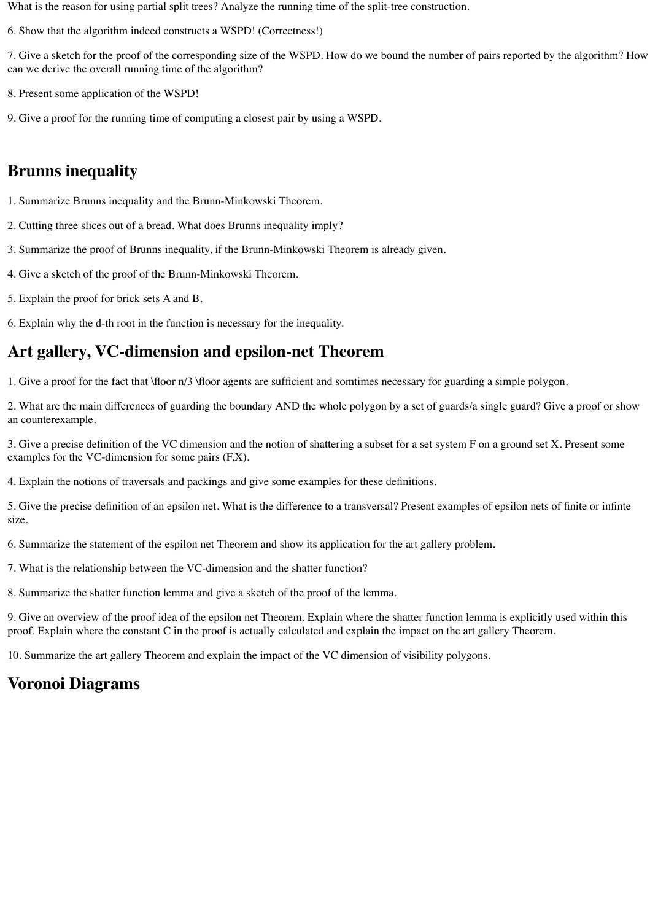What is the reason for using partial split trees? Analyze the running time of the split-tree construction.

6. Show that the algorithm indeed constructs a WSPD! (Correctness!)

7. Give a sketch for the proof of the corresponding size of the WSPD. How do we bound the number of pairs reported by the algorithm? How can we derive the overall running time of the algorithm?

8. Present some application of the WSPD!

9. Give a proof for the running time of computing a closest pair by using a WSPD.

## Brunns inequality

1. Summarize Brunns inequality and the Brunn-Minkowski Theorem.

2. Cutting three slices out of a bread. What does Brunns inequality imply?

3. Summarize the proof of Brunns inequality, if the Brunn-Minkowski Theorem is already given.

4. Give a sketch of the proof of the Brunn-Minkowski Theorem.

5. Explain the proof for brick sets A and B.

6. Explain why the d-th root in the function is necessary for the inequality.

## Art gallery, VC-dimension and epsilon-net Theorem

1. Give a proof for the fact that \floor n/3 \floor agents are sufficient and somtimes necessary for guarding a simple polygon.

2. What are the main differences of guarding the boundary AND the whole polygon by a set of guards/a single guard? Give a proof or show an counterexample.

3. Give a precise definition of the VC dimension and the notion of shattering a subset for a set system F on a ground set X. Present some examples for the VC-dimension for some pairs (F,X).

4. Explain the notions of traversals and packings and give some examples for these definitions.

5. Give the precise definition of an epsilon net. What is the difference to a transversal? Present examples of epsilon nets of finite or infinte size.

6. Summarize the statement of the espilon net Theorem and show its application for the art gallery problem.

7. What is the relationship between the VC-dimension and the shatter function?

8. Summarize the shatter function lemma and give a sketch of the proof of the lemma.

9. Give an overview of the proof idea of the epsilon net Theorem. Explain where the shatter function lemma is explicitly used within this proof. Explain where the constant C in the proof is actually calculated and explain the impact on the art gallery Theorem.

10. Summarize the art gallery Theorem and explain the impact of the VC dimension of visibility polygons.

## Voronoi Diagrams